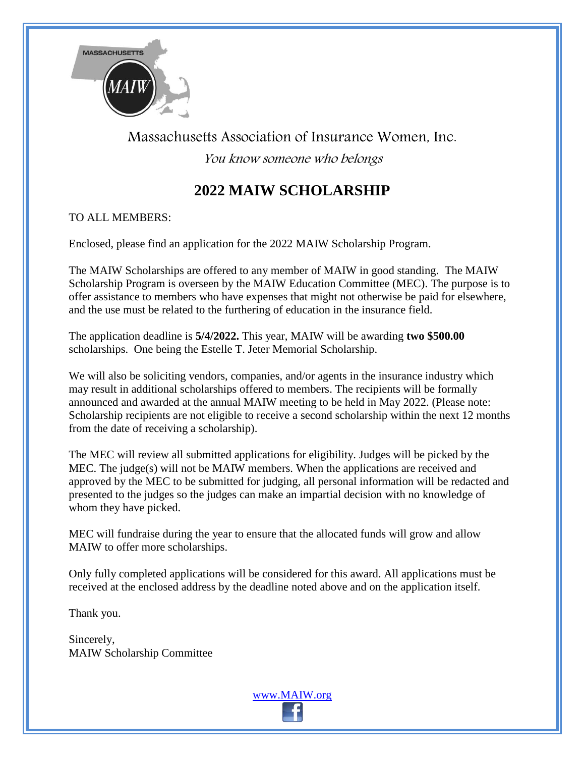Massachusetts Association of Insurance Women, Inc.

*You know someone who belongs*

# 2022 MAIW SCHOLARSHIP

TO ALL MEMBERS:

Enclosed, please find an application for the 2022 MAIW Scholarship Program.

The MAIW Scholarships are offered to any member of MAIW in good standing. The MAIW Scholarship Program is overseen by the MAIW Education Committee (MEC). The purpose is to offer assistance to members who have expenses that might not otherwise be paid for elsewhere, and the use must be related to the furthering of education in the insurance field.

The application deadline is **5/4/2022.** This year, MAIW will be awarding **two $500.00** scholarships. One being the Estelle T. Jeter Memorial Scholarship.

We will also be soliciting vendors, companies, and/or agents in the insurance industry which may result in additional scholarships offered to members. The recipients will be formally announced and awarded at the annual MAIW meeting to be held in May 2022. (Please note: Scholarship recipients are not eligible to receive a second scholarship within the next 12 months from the date of receiving a scholarship).

The MEC will review all submitted applications for eligibility. Judges will be picked by the MEC. The judge(s) will not be MAIW members. When the applications are received and approved by the MEC to be submitted for judging, all personal information will be redacted and presented to the judges so the judges can make an impartial decision with no knowledge of whom they have picked.

MEC will fundraise during the year to ensure that the allocated funds will grow and allow MAIW to offer more scholarships.

Only fully completed applications will be considered for this award. All applications must be received at the enclosed address by the deadline noted above and on the application itself.

Thank you.

Sincerely,
MAIW Scholarship Committee

www.MAIW.org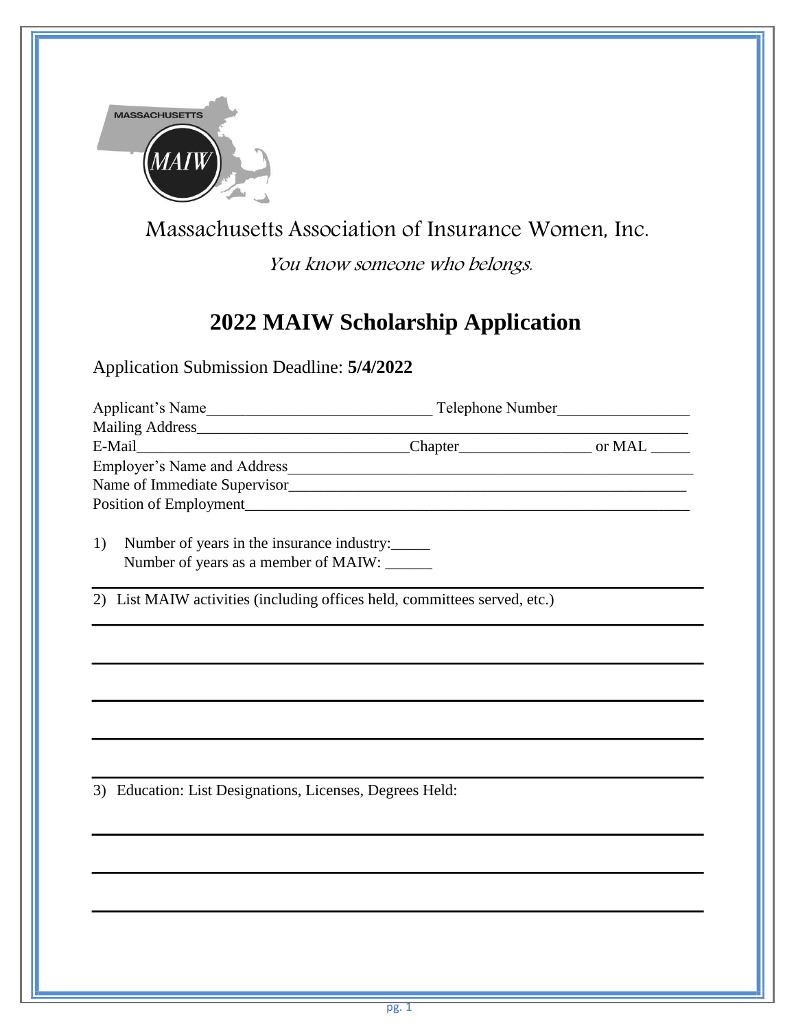Massachusetts Association of Insurance Women, Inc.

*You know someone who belongs.*

# 2022 MAIW Scholarship Application

Application Submission Deadline: **5/4/2022**

Applicant's Name_____________________________ Telephone Number________________

Mailing Address_____________________________________________________________

E-Mail___________________________________Chapter________________ or MAL _____

Employer's Name and Address____________________________________________________

Name of Immediate Supervisor___________________________________________________

Position of Employment________________________________________________________

1) Number of years in the insurance industry:_____

   Number of years as a member of MAIW: ______

2) List MAIW activities (including offices held, committees served, etc.)

3) Education: List Designations, Licenses, Degrees Held: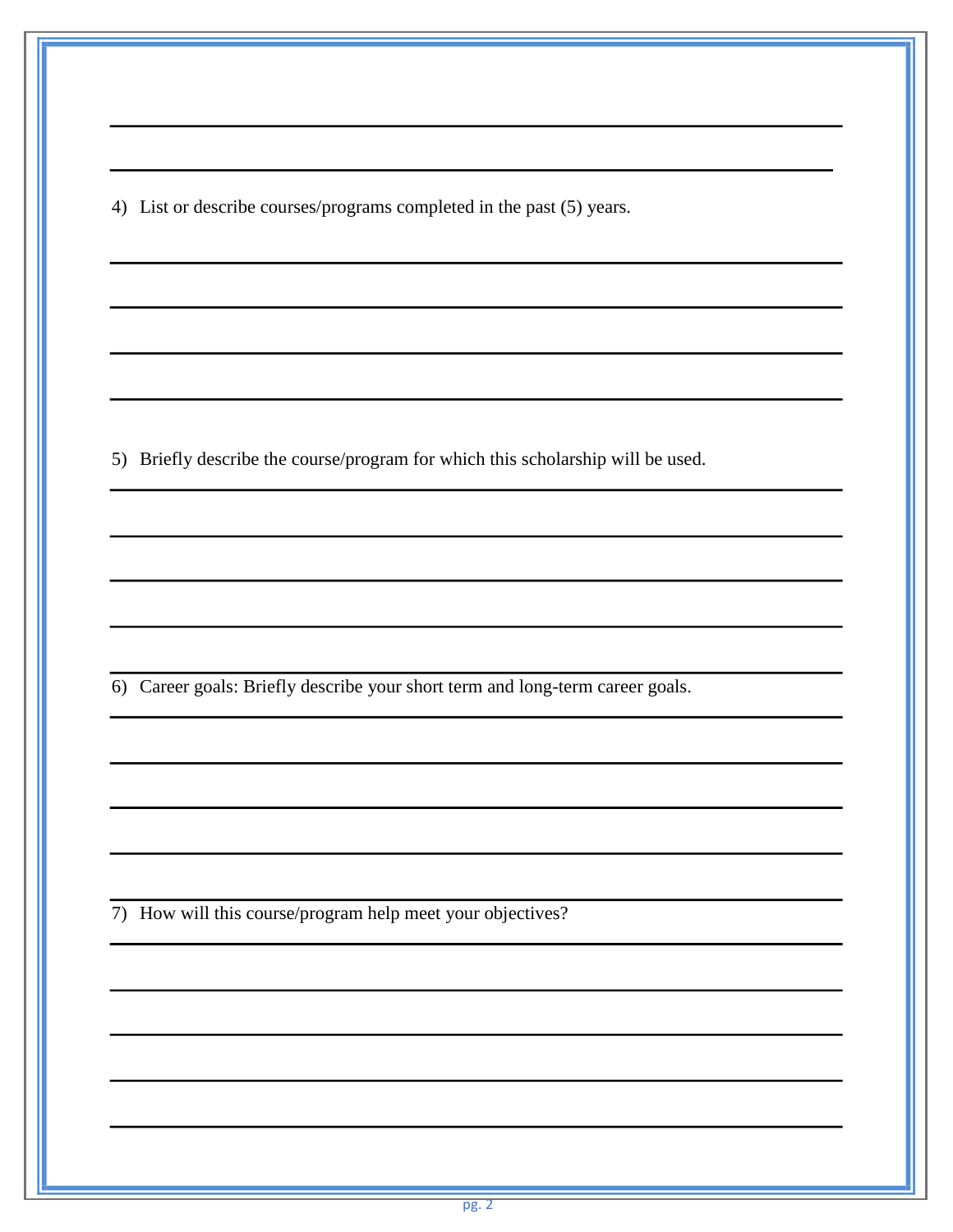4) List or describe courses/programs completed in the past (5) years.

5) Briefly describe the course/program for which this scholarship will be used.

6) Career goals: Briefly describe your short term and long-term career goals.

7) How will this course/program help meet your objectives?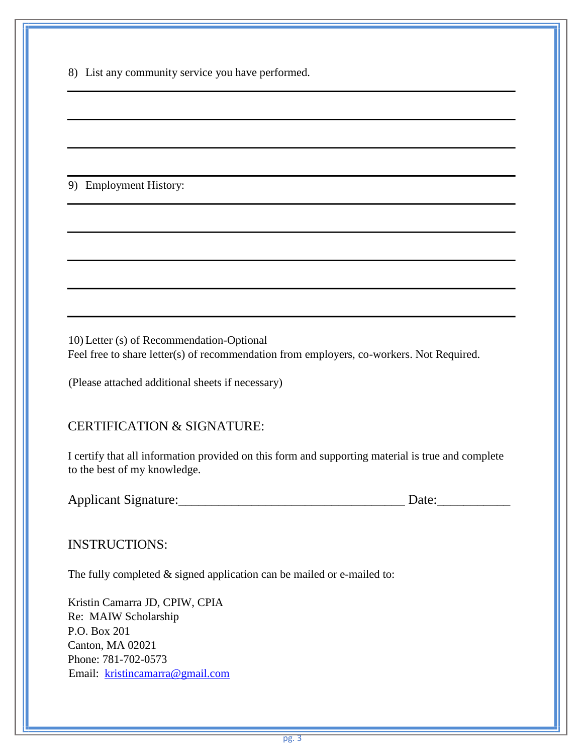8) List any community service you have performed.

______________________________________________________________________

______________________________________________________________________

______________________________________________________________________

______________________________________________________________________

9) Employment History:

______________________________________________________________________

______________________________________________________________________

______________________________________________________________________

______________________________________________________________________

______________________________________________________________________

10) Letter (s) of Recommendation-Optional
Feel free to share letter(s) of recommendation from employers, co-workers. Not Required.

(Please attached additional sheets if necessary)

## CERTIFICATION & SIGNATURE:

I certify that all information provided on this form and supporting material is true and complete to the best of my knowledge.

Applicant Signature:___________________________________ Date:___________

## INSTRUCTIONS:

The fully completed & signed application can be mailed or e-mailed to:

Kristin Camarra JD, CPIW, CPIA
Re: MAIW Scholarship
P.O. Box 201
Canton, MA 02021
Phone: 781-702-0573
Email: kristincamarra@gmail.com